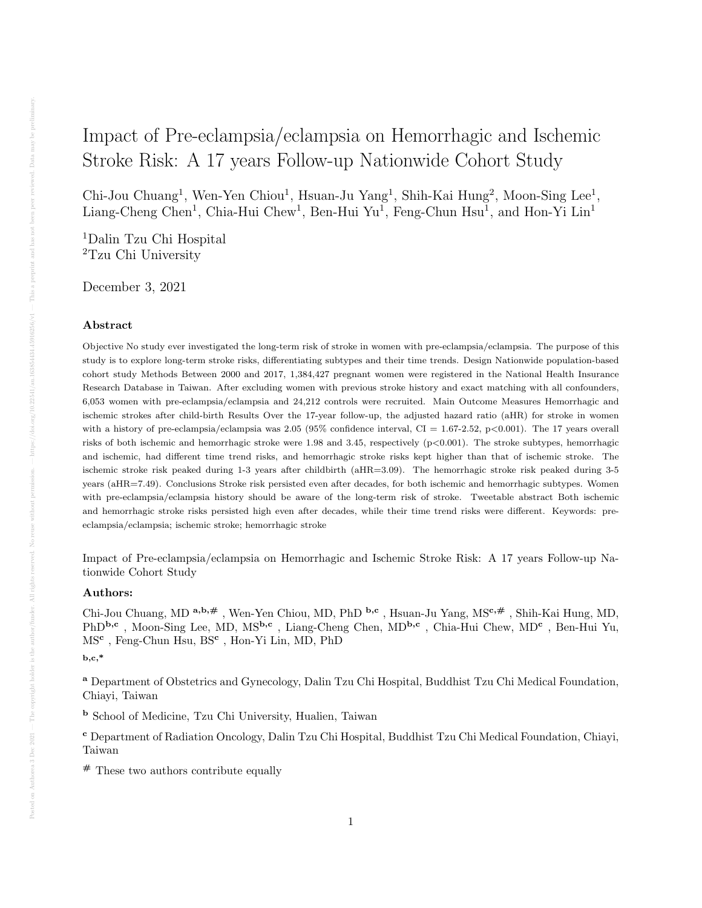# Impact of Pre-eclampsia/eclampsia on Hemorrhagic and Ischemic Stroke Risk: A 17 years Follow-up Nationwide Cohort Study

Chi-Jou Chuang[1], Wen-Yen Chiou[1], Hsuan-Ju Yang[1], Shih-Kai Hung[2], Moon-Sing Lee[1], Liang-Cheng Chen[1], Chia-Hui Chew[1], Ben-Hui Yu[1], Feng-Chun Hsu[1], and Hon-Yi Lin[1]

[1]Dalin Tzu Chi Hospital
[2]Tzu Chi University

December 3, 2021

## Abstract

Objective No study ever investigated the long-term risk of stroke in women with pre-eclampsia/eclampsia. The purpose of this study is to explore long-term stroke risks, differentiating subtypes and their time trends. Design Nationwide population-based cohort study Methods Between 2000 and 2017, 1,384,427 pregnant women were registered in the National Health Insurance Research Database in Taiwan. After excluding women with previous stroke history and exact matching with all confounders, 6,053 women with pre-eclampsia/eclampsia and 24,212 controls were recruited. Main Outcome Measures Hemorrhagic and ischemic strokes after child-birth Results Over the 17-year follow-up, the adjusted hazard ratio (aHR) for stroke in women with a history of pre-eclampsia/eclampsia was 2.05 (95% confidence interval, CI = 1.67-2.52, $p<0.001$). The 17 years overall risks of both ischemic and hemorrhagic stroke were 1.98 and 3.45, respectively ($p<0.001$). The stroke subtypes, hemorrhagic and ischemic, had different time trend risks, and hemorrhagic stroke risks kept higher than that of ischemic stroke. The ischemic stroke risk peaked during 1-3 years after childbirth (aHR=3.09). The hemorrhagic stroke risk peaked during 3-5 years (aHR=7.49). Conclusions Stroke risk persisted even after decades, for both ischemic and hemorrhagic subtypes. Women with pre-eclampsia/eclampsia history should be aware of the long-term risk of stroke. Tweetable abstract Both ischemic and hemorrhagic stroke risks persisted high even after decades, while their time trend risks were different. Keywords: pre-eclampsia/eclampsia; ischemic stroke; hemorrhagic stroke

Impact of Pre-eclampsia/eclampsia on Hemorrhagic and Ischemic Stroke Risk: A 17 years Follow-up Nationwide Cohort Study

**Authors:**

Chi-Jou Chuang, MD [a,b,#] , Wen-Yen Chiou, MD, PhD [b,c] , Hsuan-Ju Yang, MS[c,#] , Shih-Kai Hung, MD, PhD[b,c] , Moon-Sing Lee, MD, MS[b,c] , Liang-Cheng Chen, MD[b,c] , Chia-Hui Chew, MD[c] , Ben-Hui Yu, MS[c] , Feng-Chun Hsu, BS[c] , Hon-Yi Lin, MD, PhD

[b,c,*]

[a] Department of Obstetrics and Gynecology, Dalin Tzu Chi Hospital, Buddhist Tzu Chi Medical Foundation, Chiayi, Taiwan

[b] School of Medicine, Tzu Chi University, Hualien, Taiwan

[c] Department of Radiation Oncology, Dalin Tzu Chi Hospital, Buddhist Tzu Chi Medical Foundation, Chiayi, Taiwan

[#] These two authors contribute equally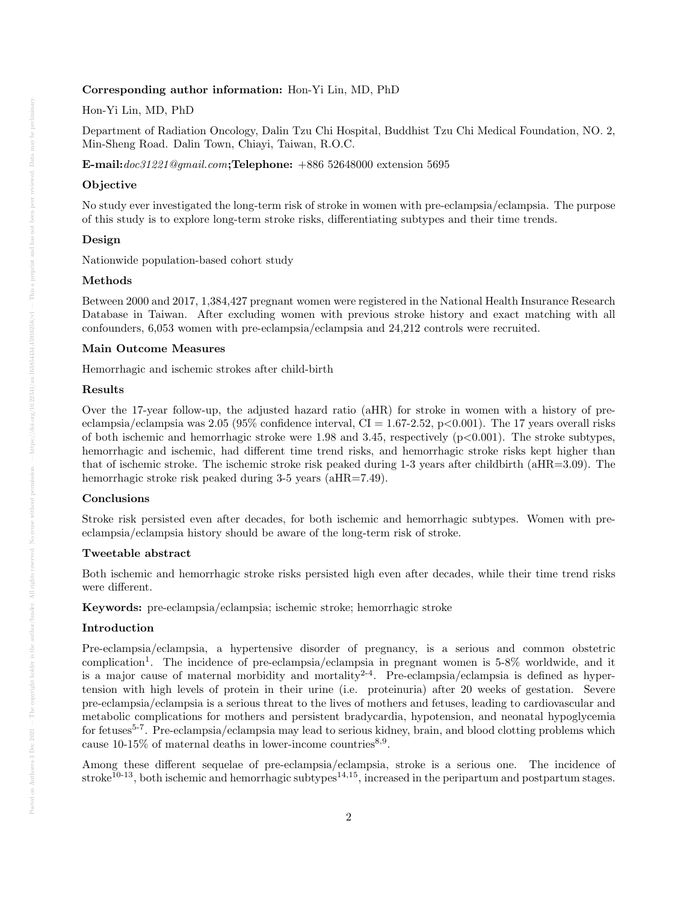**Corresponding author information:** Hon-Yi Lin, MD, PhD

Hon-Yi Lin, MD, PhD

Department of Radiation Oncology, Dalin Tzu Chi Hospital, Buddhist Tzu Chi Medical Foundation, NO. 2, Min-Sheng Road. Dalin Town, Chiayi, Taiwan, R.O.C.

**E-mail:** *doc31221@gmail.com*; **Telephone:** +886 52648000 extension 5695

### Objective

No study ever investigated the long-term risk of stroke in women with pre-eclampsia/eclampsia. The purpose of this study is to explore long-term stroke risks, differentiating subtypes and their time trends.

### Design

Nationwide population-based cohort study

### Methods

Between 2000 and 2017, 1,384,427 pregnant women were registered in the National Health Insurance Research Database in Taiwan. After excluding women with previous stroke history and exact matching with all confounders, 6,053 women with pre-eclampsia/eclampsia and 24,212 controls were recruited.

### Main Outcome Measures

Hemorrhagic and ischemic strokes after child-birth

### Results

Over the 17-year follow-up, the adjusted hazard ratio (aHR) for stroke in women with a history of pre-eclampsia/eclampsia was 2.05 (95% confidence interval, CI = 1.67-2.52, $p<0.001$). The 17 years overall risks of both ischemic and hemorrhagic stroke were 1.98 and 3.45, respectively ($p<0.001$). The stroke subtypes, hemorrhagic and ischemic, had different time trend risks, and hemorrhagic stroke risks kept higher than that of ischemic stroke. The ischemic stroke risk peaked during 1-3 years after childbirth (aHR=3.09). The hemorrhagic stroke risk peaked during 3-5 years (aHR=7.49).

### Conclusions

Stroke risk persisted even after decades, for both ischemic and hemorrhagic subtypes. Women with pre-eclampsia/eclampsia history should be aware of the long-term risk of stroke.

### Tweetable abstract

Both ischemic and hemorrhagic stroke risks persisted high even after decades, while their time trend risks were different.

**Keywords:** pre-eclampsia/eclampsia; ischemic stroke; hemorrhagic stroke

### Introduction

Pre-eclampsia/eclampsia, a hypertensive disorder of pregnancy, is a serious and common obstetric complication[1]. The incidence of pre-eclampsia/eclampsia in pregnant women is 5-8% worldwide, and it is a major cause of maternal morbidity and mortality[2-4]. Pre-eclampsia/eclampsia is defined as hypertension with high levels of protein in their urine (i.e. proteinuria) after 20 weeks of gestation. Severe pre-eclampsia/eclampsia is a serious threat to the lives of mothers and fetuses, leading to cardiovascular and metabolic complications for mothers and persistent bradycardia, hypotension, and neonatal hypoglycemia for fetuses[5-7]. Pre-eclampsia/eclampsia may lead to serious kidney, brain, and blood clotting problems which cause 10-15% of maternal deaths in lower-income countries[8,9].

Among these different sequelae of pre-eclampsia/eclampsia, stroke is a serious one. The incidence of stroke[10-13], both ischemic and hemorrhagic subtypes[14,15], increased in the peripartum and postpartum stages.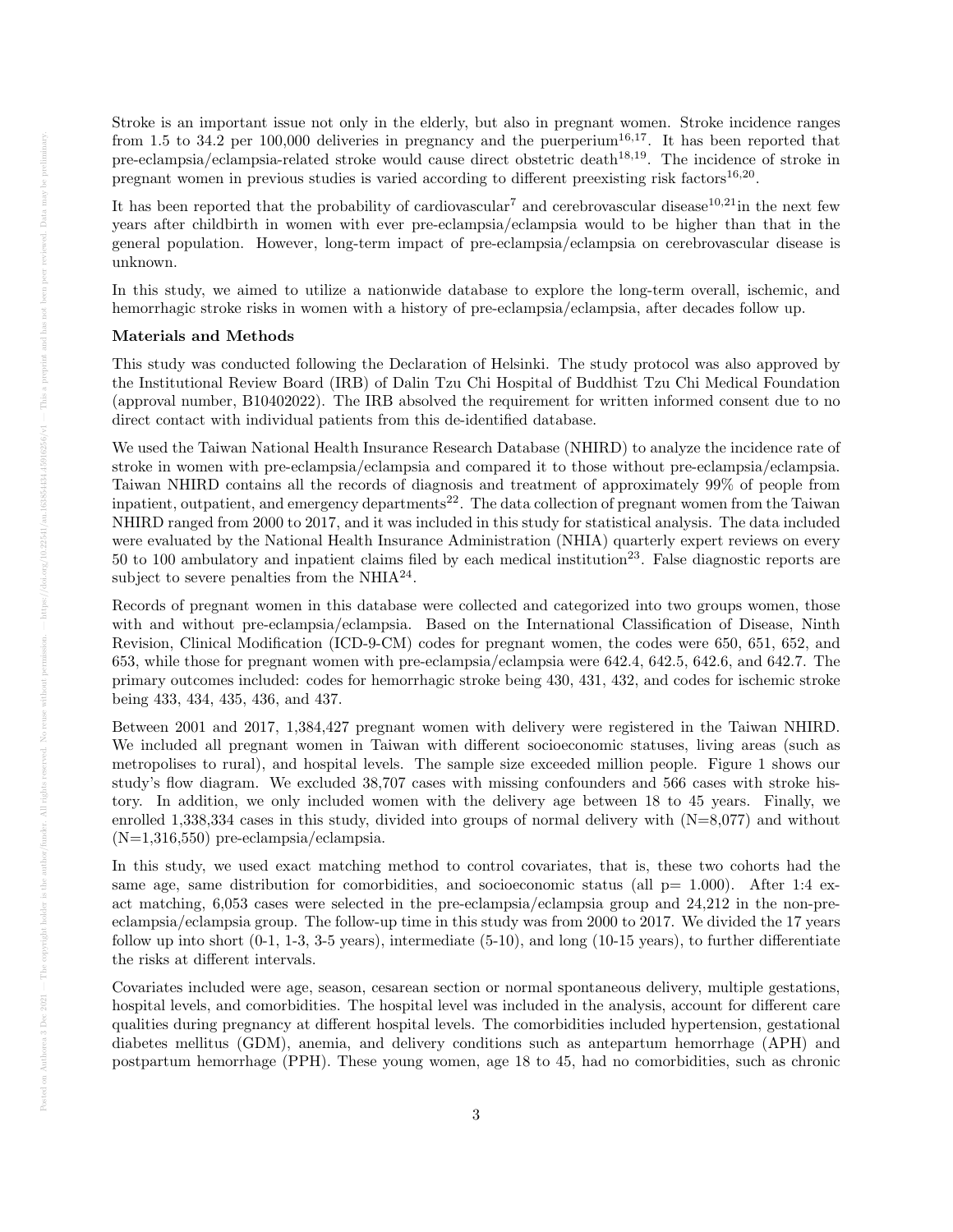Stroke is an important issue not only in the elderly, but also in pregnant women. Stroke incidence ranges from 1.5 to 34.2 per 100,000 deliveries in pregnancy and the puerperium[16,17]. It has been reported that pre-eclampsia/eclampsia-related stroke would cause direct obstetric death[18,19]. The incidence of stroke in pregnant women in previous studies is varied according to different preexisting risk factors[16,20].

It has been reported that the probability of cardiovascular[7] and cerebrovascular disease[10,21]in the next few years after childbirth in women with ever pre-eclampsia/eclampsia would to be higher than that in the general population. However, long-term impact of pre-eclampsia/eclampsia on cerebrovascular disease is unknown.

In this study, we aimed to utilize a nationwide database to explore the long-term overall, ischemic, and hemorrhagic stroke risks in women with a history of pre-eclampsia/eclampsia, after decades follow up.

**Materials and Methods**

This study was conducted following the Declaration of Helsinki. The study protocol was also approved by the Institutional Review Board (IRB) of Dalin Tzu Chi Hospital of Buddhist Tzu Chi Medical Foundation (approval number, B10402022). The IRB absolved the requirement for written informed consent due to no direct contact with individual patients from this de-identified database.

We used the Taiwan National Health Insurance Research Database (NHIRD) to analyze the incidence rate of stroke in women with pre-eclampsia/eclampsia and compared it to those without pre-eclampsia/eclampsia. Taiwan NHIRD contains all the records of diagnosis and treatment of approximately 99% of people from inpatient, outpatient, and emergency departments[22]. The data collection of pregnant women from the Taiwan NHIRD ranged from 2000 to 2017, and it was included in this study for statistical analysis. The data included were evaluated by the National Health Insurance Administration (NHIA) quarterly expert reviews on every 50 to 100 ambulatory and inpatient claims filed by each medical institution[23]. False diagnostic reports are subject to severe penalties from the NHIA[24].

Records of pregnant women in this database were collected and categorized into two groups women, those with and without pre-eclampsia/eclampsia. Based on the International Classification of Disease, Ninth Revision, Clinical Modification (ICD-9-CM) codes for pregnant women, the codes were 650, 651, 652, and 653, while those for pregnant women with pre-eclampsia/eclampsia were 642.4, 642.5, 642.6, and 642.7. The primary outcomes included: codes for hemorrhagic stroke being 430, 431, 432, and codes for ischemic stroke being 433, 434, 435, 436, and 437.

Between 2001 and 2017, 1,384,427 pregnant women with delivery were registered in the Taiwan NHIRD. We included all pregnant women in Taiwan with different socioeconomic statuses, living areas (such as metropolises to rural), and hospital levels. The sample size exceeded million people. Figure 1 shows our study's flow diagram. We excluded 38,707 cases with missing confounders and 566 cases with stroke history. In addition, we only included women with the delivery age between 18 to 45 years. Finally, we enrolled 1,338,334 cases in this study, divided into groups of normal delivery with (N=8,077) and without (N=1,316,550) pre-eclampsia/eclampsia.

In this study, we used exact matching method to control covariates, that is, these two cohorts had the same age, same distribution for comorbidities, and socioeconomic status (all p= 1.000). After 1:4 exact matching, 6,053 cases were selected in the pre-eclampsia/eclampsia group and 24,212 in the non-pre-eclampsia/eclampsia group. The follow-up time in this study was from 2000 to 2017. We divided the 17 years follow up into short (0-1, 1-3, 3-5 years), intermediate (5-10), and long (10-15 years), to further differentiate the risks at different intervals.

Covariates included were age, season, cesarean section or normal spontaneous delivery, multiple gestations, hospital levels, and comorbidities. The hospital level was included in the analysis, account for different care qualities during pregnancy at different hospital levels. The comorbidities included hypertension, gestational diabetes mellitus (GDM), anemia, and delivery conditions such as antepartum hemorrhage (APH) and postpartum hemorrhage (PPH). These young women, age 18 to 45, had no comorbidities, such as chronic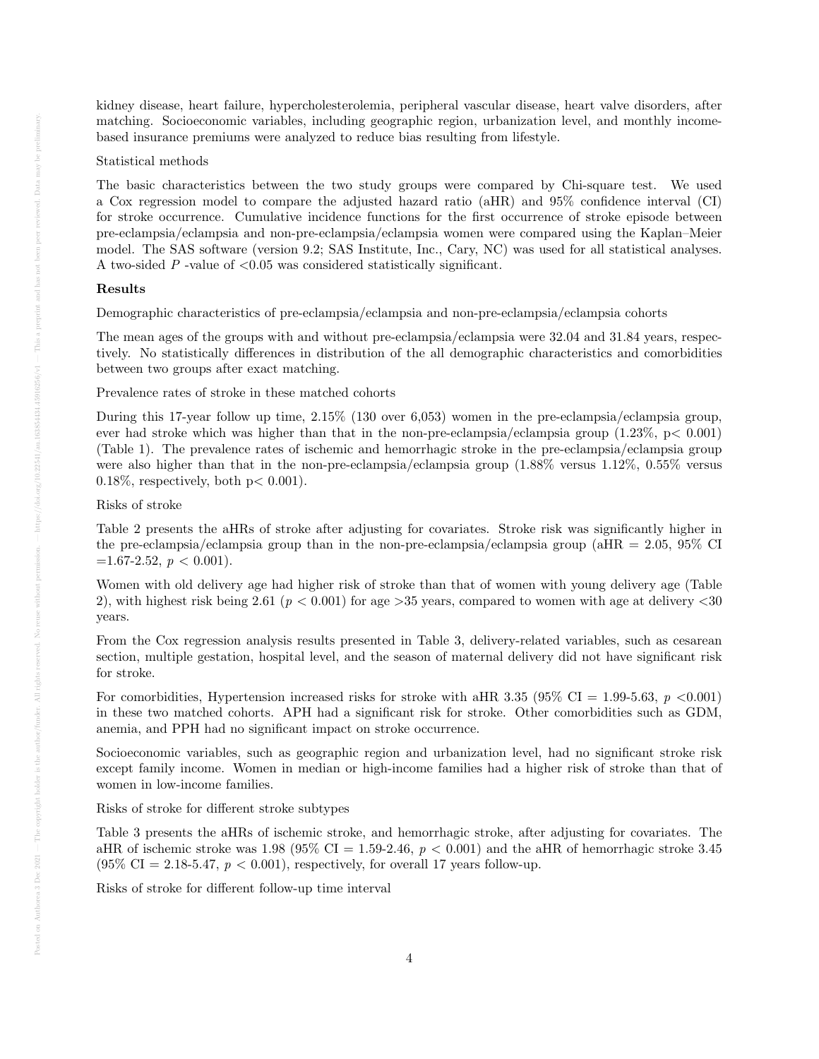kidney disease, heart failure, hypercholesterolemia, peripheral vascular disease, heart valve disorders, after matching. Socioeconomic variables, including geographic region, urbanization level, and monthly income-based insurance premiums were analyzed to reduce bias resulting from lifestyle.

Statistical methods

The basic characteristics between the two study groups were compared by Chi-square test. We used a Cox regression model to compare the adjusted hazard ratio (aHR) and 95% confidence interval (CI) for stroke occurrence. Cumulative incidence functions for the first occurrence of stroke episode between pre-eclampsia/eclampsia and non-pre-eclampsia/eclampsia women were compared using the Kaplan–Meier model. The SAS software (version 9.2; SAS Institute, Inc., Cary, NC) was used for all statistical analyses. A two-sided $P$ -value of <0.05 was considered statistically significant.

**Results**

Demographic characteristics of pre-eclampsia/eclampsia and non-pre-eclampsia/eclampsia cohorts

The mean ages of the groups with and without pre-eclampsia/eclampsia were 32.04 and 31.84 years, respectively. No statistically differences in distribution of the all demographic characteristics and comorbidities between two groups after exact matching.

Prevalence rates of stroke in these matched cohorts

During this 17-year follow up time, 2.15% (130 over 6,053) women in the pre-eclampsia/eclampsia group, ever had stroke which was higher than that in the non-pre-eclampsia/eclampsia group (1.23%, $p < 0.001$) (Table 1). The prevalence rates of ischemic and hemorrhagic stroke in the pre-eclampsia/eclampsia group were also higher than that in the non-pre-eclampsia/eclampsia group (1.88% versus 1.12%, 0.55% versus 0.18%, respectively, both $p < 0.001$).

Risks of stroke

Table 2 presents the aHRs of stroke after adjusting for covariates. Stroke risk was significantly higher in the pre-eclampsia/eclampsia group than in the non-pre-eclampsia/eclampsia group (aHR = 2.05, 95% CI =1.67-2.52, $p < 0.001$).

Women with old delivery age had higher risk of stroke than that of women with young delivery age (Table 2), with highest risk being 2.61 ($p < 0.001$) for age >35 years, compared to women with age at delivery <30 years.

From the Cox regression analysis results presented in Table 3, delivery-related variables, such as cesarean section, multiple gestation, hospital level, and the season of maternal delivery did not have significant risk for stroke.

For comorbidities, Hypertension increased risks for stroke with aHR 3.35 (95% CI = 1.99-5.63, $p < 0.001$) in these two matched cohorts. APH had a significant risk for stroke. Other comorbidities such as GDM, anemia, and PPH had no significant impact on stroke occurrence.

Socioeconomic variables, such as geographic region and urbanization level, had no significant stroke risk except family income. Women in median or high-income families had a higher risk of stroke than that of women in low-income families.

Risks of stroke for different stroke subtypes

Table 3 presents the aHRs of ischemic stroke, and hemorrhagic stroke, after adjusting for covariates. The aHR of ischemic stroke was 1.98 (95% CI = 1.59-2.46, $p < 0.001$) and the aHR of hemorrhagic stroke 3.45 (95% CI = 2.18-5.47, $p < 0.001$), respectively, for overall 17 years follow-up.

Risks of stroke for different follow-up time interval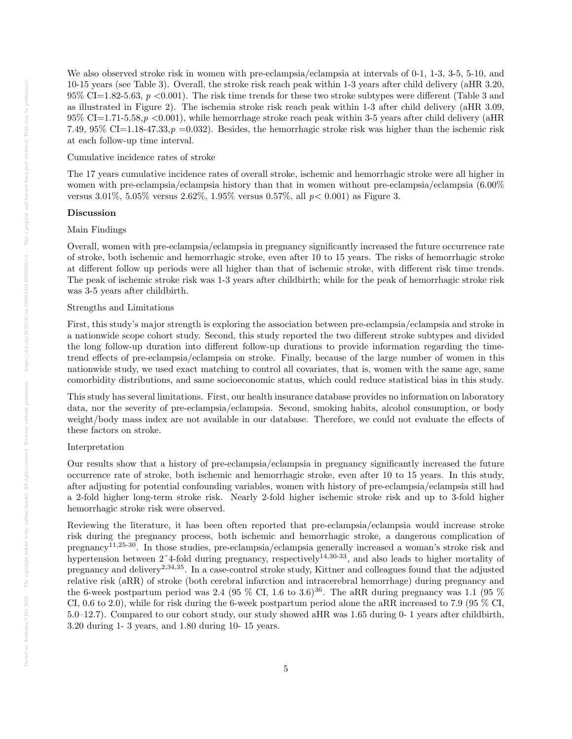We also observed stroke risk in women with pre-eclampsia/eclampsia at intervals of 0-1, 1-3, 3-5, 5-10, and 10-15 years (see Table 3). Overall, the stroke risk reach peak within 1-3 years after child delivery (aHR 3.20, 95% CI=1.82-5.63, $p$ <0.001). The risk time trends for these two stroke subtypes were different (Table 3 and as illustrated in Figure 2). The ischemia stroke risk reach peak within 1-3 after child delivery (aHR 3.09, 95% CI=1.71-5.58,$p$ <0.001), while hemorrhage stroke reach peak within 3-5 years after child delivery (aHR 7.49, 95% CI=1.18-47.33,$p$ =0.032). Besides, the hemorrhagic stroke risk was higher than the ischemic risk at each follow-up time interval.

Cumulative incidence rates of stroke

The 17 years cumulative incidence rates of overall stroke, ischemic and hemorrhagic stroke were all higher in women with pre-eclampsia/eclampsia history than that in women without pre-eclampsia/eclampsia (6.00% versus 3.01%, 5.05% versus 2.62%, 1.95% versus 0.57%, all $p<$ 0.001) as Figure 3.

**Discussion**

Main Findings

Overall, women with pre-eclampsia/eclampsia in pregnancy significantly increased the future occurrence rate of stroke, both ischemic and hemorrhagic stroke, even after 10 to 15 years. The risks of hemorrhagic stroke at different follow up periods were all higher than that of ischemic stroke, with different risk time trends. The peak of ischemic stroke risk was 1-3 years after childbirth; while for the peak of hemorrhagic stroke risk was 3-5 years after childbirth.

Strengths and Limitations

First, this study's major strength is exploring the association between pre-eclampsia/eclampsia and stroke in a nationwide scope cohort study. Second, this study reported the two different stroke subtypes and divided the long follow-up duration into different follow-up durations to provide information regarding the time-trend effects of pre-eclampsia/eclampsia on stroke. Finally, because of the large number of women in this nationwide study, we used exact matching to control all covariates, that is, women with the same age, same comorbidity distributions, and same socioeconomic status, which could reduce statistical bias in this study.

This study has several limitations. First, our health insurance database provides no information on laboratory data, nor the severity of pre-eclampsia/eclampsia. Second, smoking habits, alcohol consumption, or body weight/body mass index are not available in our database. Therefore, we could not evaluate the effects of these factors on stroke.

Interpretation

Our results show that a history of pre-eclampsia/eclampsia in pregnancy significantly increased the future occurrence rate of stroke, both ischemic and hemorrhagic stroke, even after 10 to 15 years. In this study, after adjusting for potential confounding variables, women with history of pre-eclampsia/eclampsia still had a 2-fold higher long-term stroke risk. Nearly 2-fold higher ischemic stroke risk and up to 3-fold higher hemorrhagic stroke risk were observed.

Reviewing the literature, it has been often reported that pre-eclampsia/eclampsia would increase stroke risk during the pregnancy process, both ischemic and hemorrhagic stroke, a dangerous complication of pregnancy[11,25-30]. In those studies, pre-eclampsia/eclampsia generally increased a woman's stroke risk and hypertension between 2~4-fold during pregnancy, respectively[14,30-33], and also leads to higher mortality of pregnancy and delivery[2,34,35]. In a case-control stroke study, Kittner and colleagues found that the adjusted relative risk (aRR) of stroke (both cerebral infarction and intracerebral hemorrhage) during pregnancy and the 6-week postpartum period was 2.4 (95 % CI, 1.6 to 3.6)[36]. The aRR during pregnancy was 1.1 (95 % CI, 0.6 to 2.0), while for risk during the 6-week postpartum period alone the aRR increased to 7.9 (95 % CI, 5.0–12.7). Compared to our cohort study, our study showed aHR was 1.65 during 0- 1 years after childbirth, 3.20 during 1- 3 years, and 1.80 during 10- 15 years.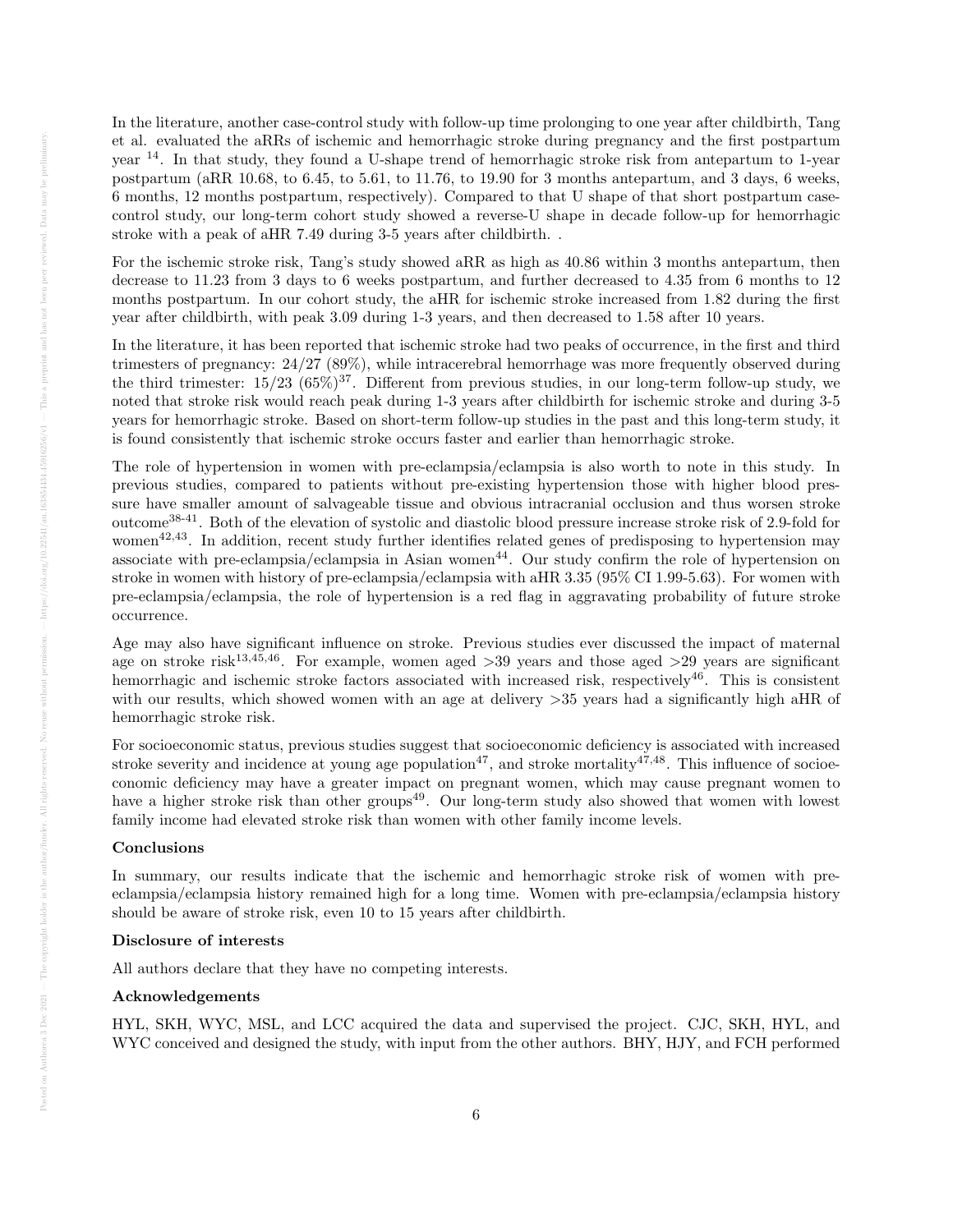In the literature, another case-control study with follow-up time prolonging to one year after childbirth, Tang et al. evaluated the aRRs of ischemic and hemorrhagic stroke during pregnancy and the first postpartum year [14]. In that study, they found a U-shape trend of hemorrhagic stroke risk from antepartum to 1-year postpartum (aRR 10.68, to 6.45, to 5.61, to 11.76, to 19.90 for 3 months antepartum, and 3 days, 6 weeks, 6 months, 12 months postpartum, respectively). Compared to that U shape of that short postpartum case-control study, our long-term cohort study showed a reverse-U shape in decade follow-up for hemorrhagic stroke with a peak of aHR 7.49 during 3-5 years after childbirth. .

For the ischemic stroke risk, Tang's study showed aRR as high as 40.86 within 3 months antepartum, then decrease to 11.23 from 3 days to 6 weeks postpartum, and further decreased to 4.35 from 6 months to 12 months postpartum. In our cohort study, the aHR for ischemic stroke increased from 1.82 during the first year after childbirth, with peak 3.09 during 1-3 years, and then decreased to 1.58 after 10 years.

In the literature, it has been reported that ischemic stroke had two peaks of occurrence, in the first and third trimesters of pregnancy: 24/27 (89%), while intracerebral hemorrhage was more frequently observed during the third trimester: 15/23 (65%)[37]. Different from previous studies, in our long-term follow-up study, we noted that stroke risk would reach peak during 1-3 years after childbirth for ischemic stroke and during 3-5 years for hemorrhagic stroke. Based on short-term follow-up studies in the past and this long-term study, it is found consistently that ischemic stroke occurs faster and earlier than hemorrhagic stroke.

The role of hypertension in women with pre-eclampsia/eclampsia is also worth to note in this study. In previous studies, compared to patients without pre-existing hypertension those with higher blood pressure have smaller amount of salvageable tissue and obvious intracranial occlusion and thus worsen stroke outcome[38-41]. Both of the elevation of systolic and diastolic blood pressure increase stroke risk of 2.9-fold for women[42,43]. In addition, recent study further identifies related genes of predisposing to hypertension may associate with pre-eclampsia/eclampsia in Asian women[44]. Our study confirm the role of hypertension on stroke in women with history of pre-eclampsia/eclampsia with aHR 3.35 (95% CI 1.99-5.63). For women with pre-eclampsia/eclampsia, the role of hypertension is a red flag in aggravating probability of future stroke occurrence.

Age may also have significant influence on stroke. Previous studies ever discussed the impact of maternal age on stroke risk[13,45,46]. For example, women aged >39 years and those aged >29 years are significant hemorrhagic and ischemic stroke factors associated with increased risk, respectively[46]. This is consistent with our results, which showed women with an age at delivery >35 years had a significantly high aHR of hemorrhagic stroke risk.

For socioeconomic status, previous studies suggest that socioeconomic deficiency is associated with increased stroke severity and incidence at young age population[47], and stroke mortality[47,48]. This influence of socioeconomic deficiency may have a greater impact on pregnant women, which may cause pregnant women to have a higher stroke risk than other groups[49]. Our long-term study also showed that women with lowest family income had elevated stroke risk than women with other family income levels.

### Conclusions

In summary, our results indicate that the ischemic and hemorrhagic stroke risk of women with pre-eclampsia/eclampsia history remained high for a long time. Women with pre-eclampsia/eclampsia history should be aware of stroke risk, even 10 to 15 years after childbirth.

### Disclosure of interests

All authors declare that they have no competing interests.

### Acknowledgements

HYL, SKH, WYC, MSL, and LCC acquired the data and supervised the project. CJC, SKH, HYL, and WYC conceived and designed the study, with input from the other authors. BHY, HJY, and FCH performed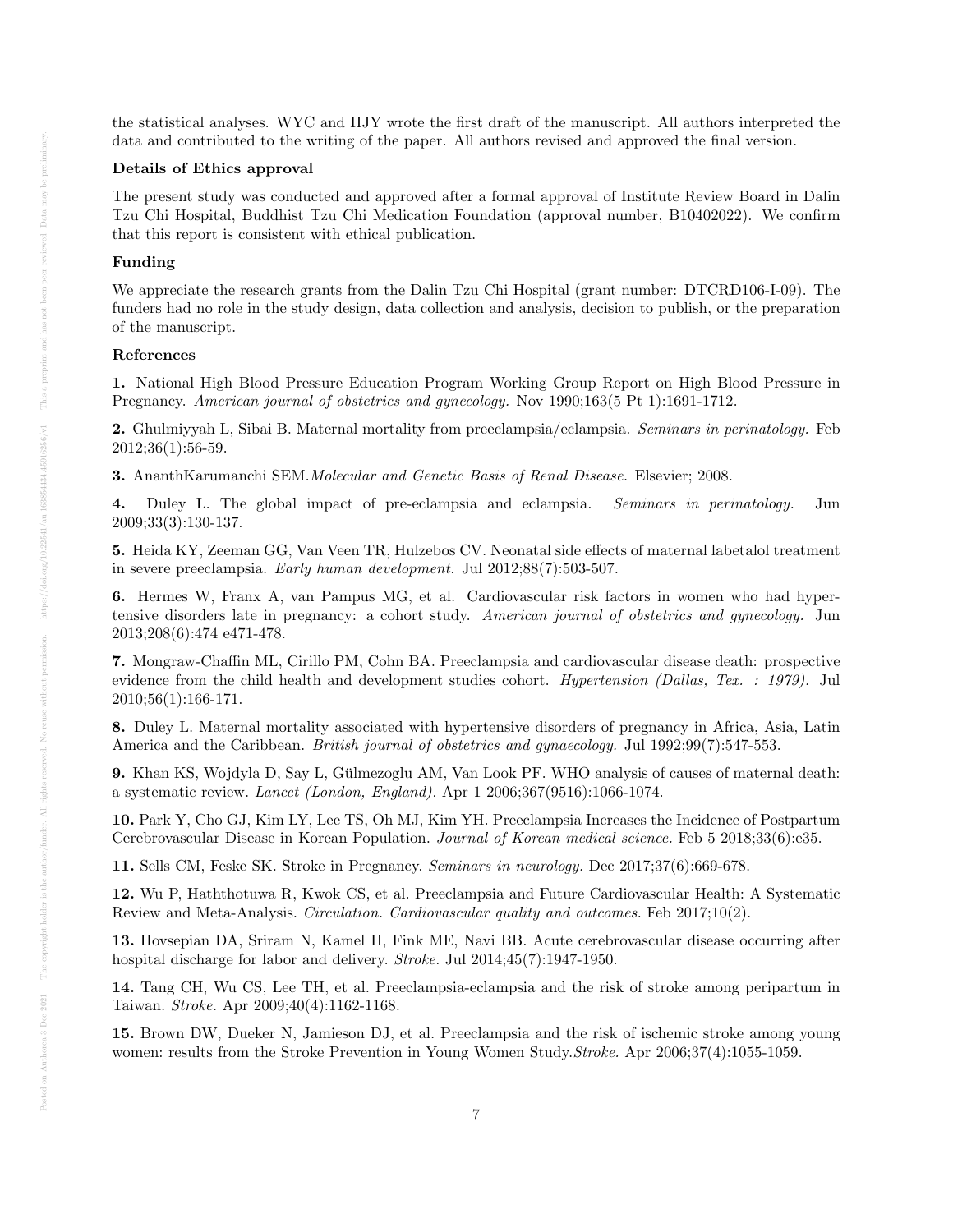the statistical analyses. WYC and HJY wrote the first draft of the manuscript. All authors interpreted the data and contributed to the writing of the paper. All authors revised and approved the final version.

**Details of Ethics approval**

The present study was conducted and approved after a formal approval of Institute Review Board in Dalin Tzu Chi Hospital, Buddhist Tzu Chi Medication Foundation (approval number, B10402022). We confirm that this report is consistent with ethical publication.

**Funding**

We appreciate the research grants from the Dalin Tzu Chi Hospital (grant number: DTCRD106-I-09). The funders had no role in the study design, data collection and analysis, decision to publish, or the preparation of the manuscript.

**References**

**1.** National High Blood Pressure Education Program Working Group Report on High Blood Pressure in Pregnancy. *American journal of obstetrics and gynecology.* Nov 1990;163(5 Pt 1):1691-1712.

**2.** Ghulmiyyah L, Sibai B. Maternal mortality from preeclampsia/eclampsia. *Seminars in perinatology.* Feb 2012;36(1):56-59.

**3.** AnanthKarumanchi SEM.*Molecular and Genetic Basis of Renal Disease.* Elsevier; 2008.

**4.** Duley L. The global impact of pre-eclampsia and eclampsia. *Seminars in perinatology.* Jun 2009;33(3):130-137.

**5.** Heida KY, Zeeman GG, Van Veen TR, Hulzebos CV. Neonatal side effects of maternal labetalol treatment in severe preeclampsia. *Early human development.* Jul 2012;88(7):503-507.

**6.** Hermes W, Franx A, van Pampus MG, et al. Cardiovascular risk factors in women who had hypertensive disorders late in pregnancy: a cohort study. *American journal of obstetrics and gynecology.* Jun 2013;208(6):474 e471-478.

**7.** Mongraw-Chaffin ML, Cirillo PM, Cohn BA. Preeclampsia and cardiovascular disease death: prospective evidence from the child health and development studies cohort. *Hypertension (Dallas, Tex. : 1979).* Jul 2010;56(1):166-171.

**8.** Duley L. Maternal mortality associated with hypertensive disorders of pregnancy in Africa, Asia, Latin America and the Caribbean. *British journal of obstetrics and gynaecology.* Jul 1992;99(7):547-553.

**9.** Khan KS, Wojdyla D, Say L, Gülmezoglu AM, Van Look PF. WHO analysis of causes of maternal death: a systematic review. *Lancet (London, England).* Apr 1 2006;367(9516):1066-1074.

**10.** Park Y, Cho GJ, Kim LY, Lee TS, Oh MJ, Kim YH. Preeclampsia Increases the Incidence of Postpartum Cerebrovascular Disease in Korean Population. *Journal of Korean medical science.* Feb 5 2018;33(6):e35.

**11.** Sells CM, Feske SK. Stroke in Pregnancy. *Seminars in neurology.* Dec 2017;37(6):669-678.

**12.** Wu P, Haththotuwa R, Kwok CS, et al. Preeclampsia and Future Cardiovascular Health: A Systematic Review and Meta-Analysis. *Circulation. Cardiovascular quality and outcomes.* Feb 2017;10(2).

**13.** Hovsepian DA, Sriram N, Kamel H, Fink ME, Navi BB. Acute cerebrovascular disease occurring after hospital discharge for labor and delivery. *Stroke.* Jul 2014;45(7):1947-1950.

**14.** Tang CH, Wu CS, Lee TH, et al. Preeclampsia-eclampsia and the risk of stroke among peripartum in Taiwan. *Stroke.* Apr 2009;40(4):1162-1168.

**15.** Brown DW, Dueker N, Jamieson DJ, et al. Preeclampsia and the risk of ischemic stroke among young women: results from the Stroke Prevention in Young Women Study.*Stroke.* Apr 2006;37(4):1055-1059.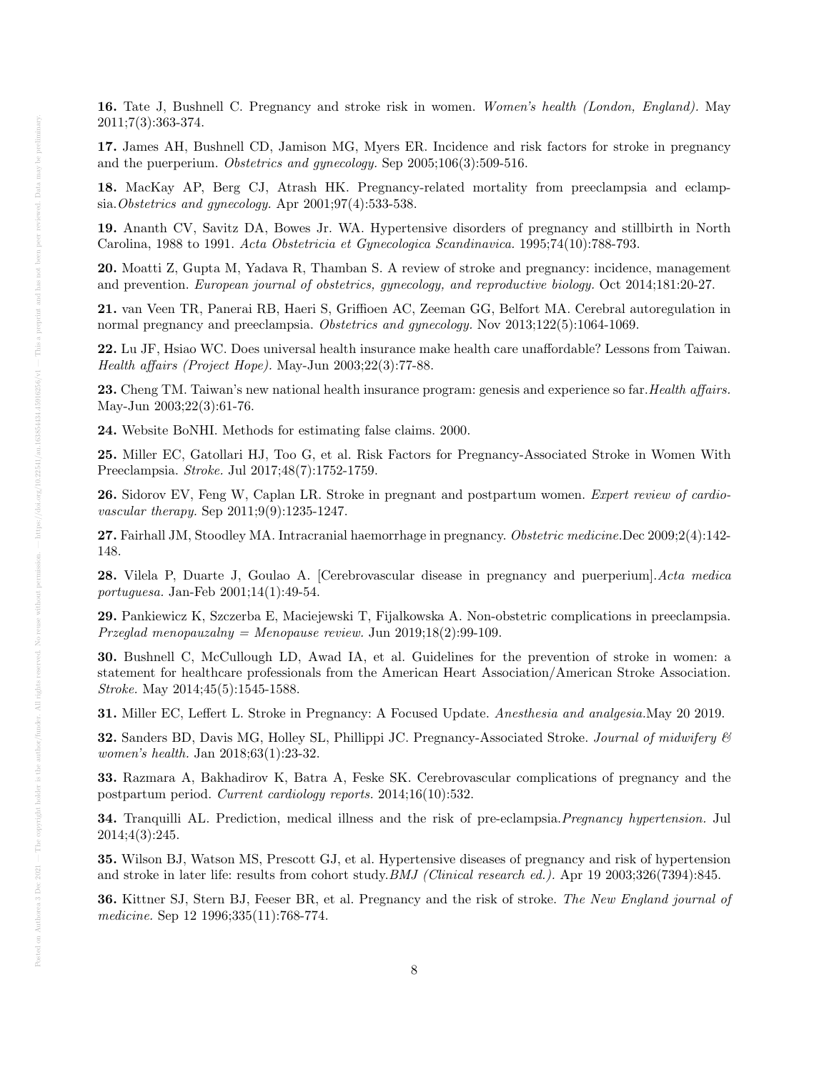**16.** Tate J, Bushnell C. Pregnancy and stroke risk in women. *Women's health (London, England).* May 2011;7(3):363-374.

**17.** James AH, Bushnell CD, Jamison MG, Myers ER. Incidence and risk factors for stroke in pregnancy and the puerperium. *Obstetrics and gynecology.* Sep 2005;106(3):509-516.

**18.** MacKay AP, Berg CJ, Atrash HK. Pregnancy-related mortality from preeclampsia and eclampsia. *Obstetrics and gynecology.* Apr 2001;97(4):533-538.

**19.** Ananth CV, Savitz DA, Bowes Jr. WA. Hypertensive disorders of pregnancy and stillbirth in North Carolina, 1988 to 1991. *Acta Obstetricia et Gynecologica Scandinavica.* 1995;74(10):788-793.

**20.** Moatti Z, Gupta M, Yadava R, Thamban S. A review of stroke and pregnancy: incidence, management and prevention. *European journal of obstetrics, gynecology, and reproductive biology.* Oct 2014;181:20-27.

**21.** van Veen TR, Panerai RB, Haeri S, Griffioen AC, Zeeman GG, Belfort MA. Cerebral autoregulation in normal pregnancy and preeclampsia. *Obstetrics and gynecology.* Nov 2013;122(5):1064-1069.

**22.** Lu JF, Hsiao WC. Does universal health insurance make health care unaffordable? Lessons from Taiwan. *Health affairs (Project Hope).* May-Jun 2003;22(3):77-88.

**23.** Cheng TM. Taiwan's new national health insurance program: genesis and experience so far. *Health affairs.* May-Jun 2003;22(3):61-76.

**24.** Website BoNHI. Methods for estimating false claims. 2000.

**25.** Miller EC, Gatollari HJ, Too G, et al. Risk Factors for Pregnancy-Associated Stroke in Women With Preeclampsia. *Stroke.* Jul 2017;48(7):1752-1759.

**26.** Sidorov EV, Feng W, Caplan LR. Stroke in pregnant and postpartum women. *Expert review of cardiovascular therapy.* Sep 2011;9(9):1235-1247.

**27.** Fairhall JM, Stoodley MA. Intracranial haemorrhage in pregnancy. *Obstetric medicine.* Dec 2009;2(4):142-148.

**28.** Vilela P, Duarte J, Goulao A. [Cerebrovascular disease in pregnancy and puerperium]. *Acta medica portuguesa.* Jan-Feb 2001;14(1):49-54.

**29.** Pankiewicz K, Szczerba E, Maciejewski T, Fijalkowska A. Non-obstetric complications in preeclampsia. *Przeglad menopauzalny = Menopause review.* Jun 2019;18(2):99-109.

**30.** Bushnell C, McCullough LD, Awad IA, et al. Guidelines for the prevention of stroke in women: a statement for healthcare professionals from the American Heart Association/American Stroke Association. *Stroke.* May 2014;45(5):1545-1588.

**31.** Miller EC, Leffert L. Stroke in Pregnancy: A Focused Update. *Anesthesia and analgesia.* May 20 2019.

**32.** Sanders BD, Davis MG, Holley SL, Phillippi JC. Pregnancy-Associated Stroke. *Journal of midwifery & women's health.* Jan 2018;63(1):23-32.

**33.** Razmara A, Bakhadirov K, Batra A, Feske SK. Cerebrovascular complications of pregnancy and the postpartum period. *Current cardiology reports.* 2014;16(10):532.

**34.** Tranquilli AL. Prediction, medical illness and the risk of pre-eclampsia. *Pregnancy hypertension.* Jul 2014;4(3):245.

**35.** Wilson BJ, Watson MS, Prescott GJ, et al. Hypertensive diseases of pregnancy and risk of hypertension and stroke in later life: results from cohort study. *BMJ (Clinical research ed.).* Apr 19 2003;326(7394):845.

**36.** Kittner SJ, Stern BJ, Feeser BR, et al. Pregnancy and the risk of stroke. *The New England journal of medicine.* Sep 12 1996;335(11):768-774.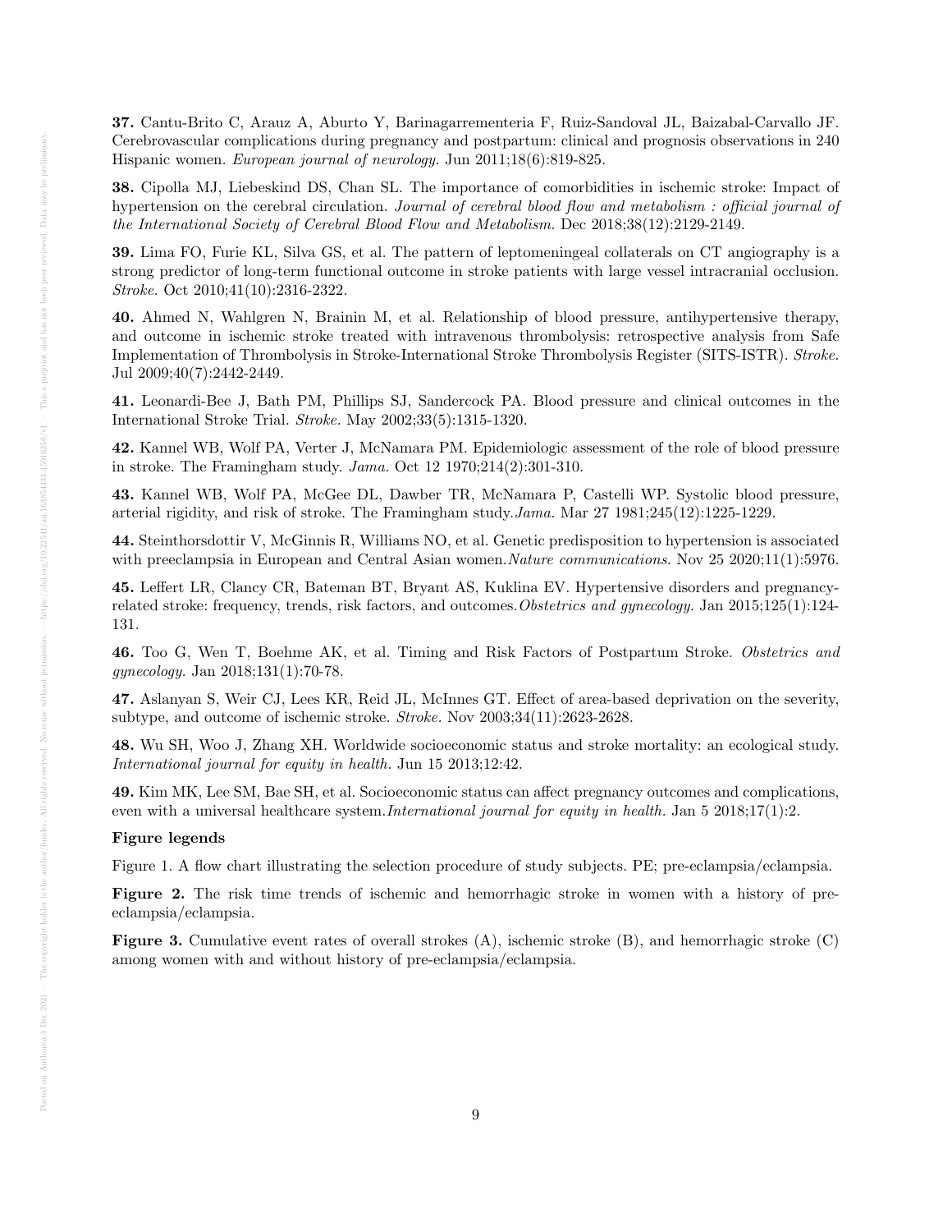**37.** Cantu-Brito C, Arauz A, Aburto Y, Barinagarrementeria F, Ruiz-Sandoval JL, Baizabal-Carvallo JF. Cerebrovascular complications during pregnancy and postpartum: clinical and prognosis observations in 240 Hispanic women. *European journal of neurology.* Jun 2011;18(6):819-825.

**38.** Cipolla MJ, Liebeskind DS, Chan SL. The importance of comorbidities in ischemic stroke: Impact of hypertension on the cerebral circulation. *Journal of cerebral blood flow and metabolism : official journal of the International Society of Cerebral Blood Flow and Metabolism.* Dec 2018;38(12):2129-2149.

**39.** Lima FO, Furie KL, Silva GS, et al. The pattern of leptomeningeal collaterals on CT angiography is a strong predictor of long-term functional outcome in stroke patients with large vessel intracranial occlusion. *Stroke.* Oct 2010;41(10):2316-2322.

**40.** Ahmed N, Wahlgren N, Brainin M, et al. Relationship of blood pressure, antihypertensive therapy, and outcome in ischemic stroke treated with intravenous thrombolysis: retrospective analysis from Safe Implementation of Thrombolysis in Stroke-International Stroke Thrombolysis Register (SITS-ISTR). *Stroke.* Jul 2009;40(7):2442-2449.

**41.** Leonardi-Bee J, Bath PM, Phillips SJ, Sandercock PA. Blood pressure and clinical outcomes in the International Stroke Trial. *Stroke.* May 2002;33(5):1315-1320.

**42.** Kannel WB, Wolf PA, Verter J, McNamara PM. Epidemiologic assessment of the role of blood pressure in stroke. The Framingham study. *Jama.* Oct 12 1970;214(2):301-310.

**43.** Kannel WB, Wolf PA, McGee DL, Dawber TR, McNamara P, Castelli WP. Systolic blood pressure, arterial rigidity, and risk of stroke. The Framingham study.*Jama.* Mar 27 1981;245(12):1225-1229.

**44.** Steinthorsdottir V, McGinnis R, Williams NO, et al. Genetic predisposition to hypertension is associated with preeclampsia in European and Central Asian women.*Nature communications.* Nov 25 2020;11(1):5976.

**45.** Leffert LR, Clancy CR, Bateman BT, Bryant AS, Kuklina EV. Hypertensive disorders and pregnancy-related stroke: frequency, trends, risk factors, and outcomes.*Obstetrics and gynecology.* Jan 2015;125(1):124-131.

**46.** Too G, Wen T, Boehme AK, et al. Timing and Risk Factors of Postpartum Stroke. *Obstetrics and gynecology.* Jan 2018;131(1):70-78.

**47.** Aslanyan S, Weir CJ, Lees KR, Reid JL, McInnes GT. Effect of area-based deprivation on the severity, subtype, and outcome of ischemic stroke. *Stroke.* Nov 2003;34(11):2623-2628.

**48.** Wu SH, Woo J, Zhang XH. Worldwide socioeconomic status and stroke mortality: an ecological study. *International journal for equity in health.* Jun 15 2013;12:42.

**49.** Kim MK, Lee SM, Bae SH, et al. Socioeconomic status can affect pregnancy outcomes and complications, even with a universal healthcare system.*International journal for equity in health.* Jan 5 2018;17(1):2.

**Figure legends**

Figure 1. A flow chart illustrating the selection procedure of study subjects. PE; pre-eclampsia/eclampsia.

**Figure 2.** The risk time trends of ischemic and hemorrhagic stroke in women with a history of pre-eclampsia/eclampsia.

**Figure 3.** Cumulative event rates of overall strokes (A), ischemic stroke (B), and hemorrhagic stroke (C) among women with and without history of pre-eclampsia/eclampsia.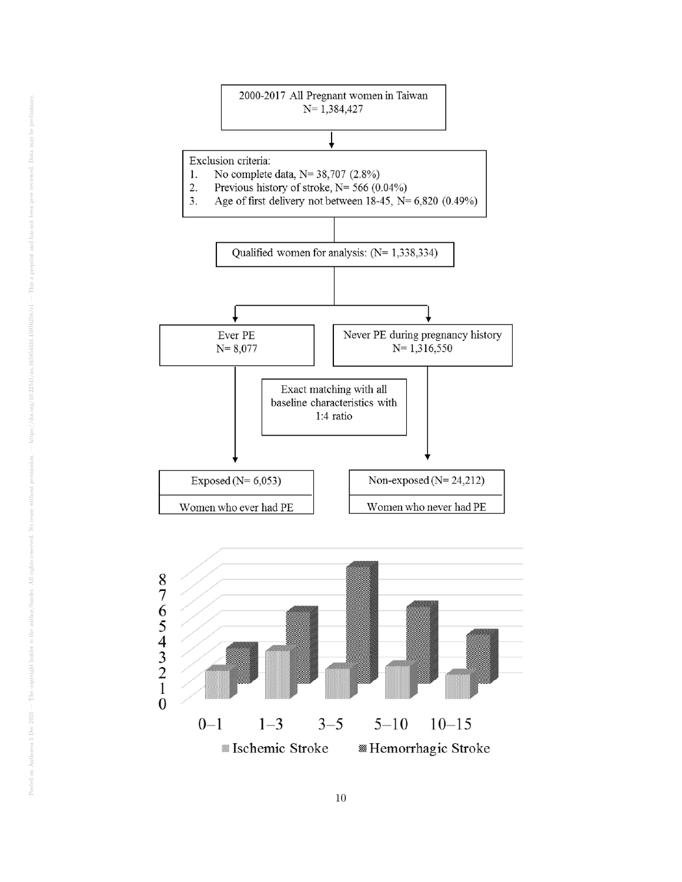2000-2017 All Pregnant women in Taiwan
N= 1,384,427

Exclusion criteria:

1. No complete data, N= 38,707 (2.8%)
2. Previous history of stroke, N= 566 (0.04%)
3. Age of first delivery not between 18-45, N= 6,820 (0.49%)

Qualified women for analysis: (N= 1,338,334)

Ever PE
N= 8,077

Never PE during pregnancy history
N= 1,316,550

Exact matching with all baseline characteristics with 1:4 ratio

| Exposed (N= 6,053) | Non-exposed (N= 24,212) |
| --- | --- |
| Women who ever had PE | Women who never had PE |

0–1 1–3 3–5 5–10 10–15

Ischemic Stroke Hemorrhagic Stroke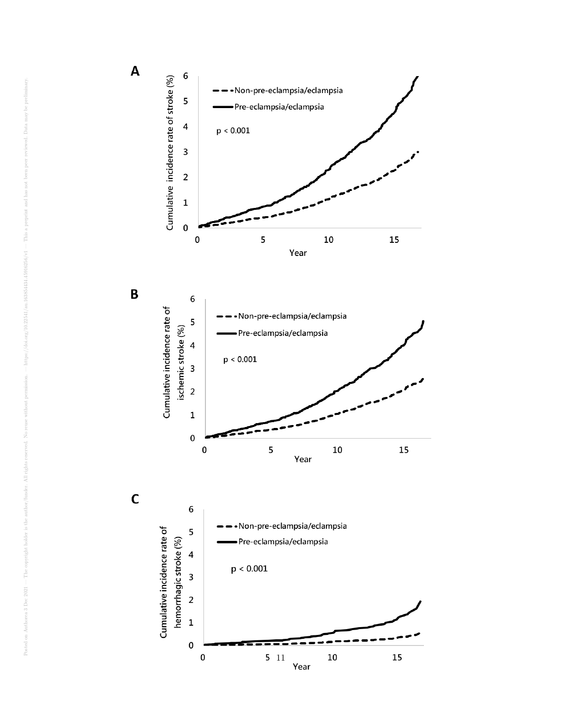**A**

Cumulative incidence rate of stroke (%)

- - - Non-pre-eclampsia/eclampsia

—— Pre-eclampsia/eclampsia

p < 0.001

Year

**B**

Cumulative incidence rate of ischemic stroke (%)

- - - Non-pre-eclampsia/eclampsia

—— Pre-eclampsia/eclampsia

p < 0.001

Year

**C**

Cumulative incidence rate of hemorrhagic stroke (%)

- - - Non-pre-eclampsia/eclampsia

—— Pre-eclampsia/eclampsia

p < 0.001

Year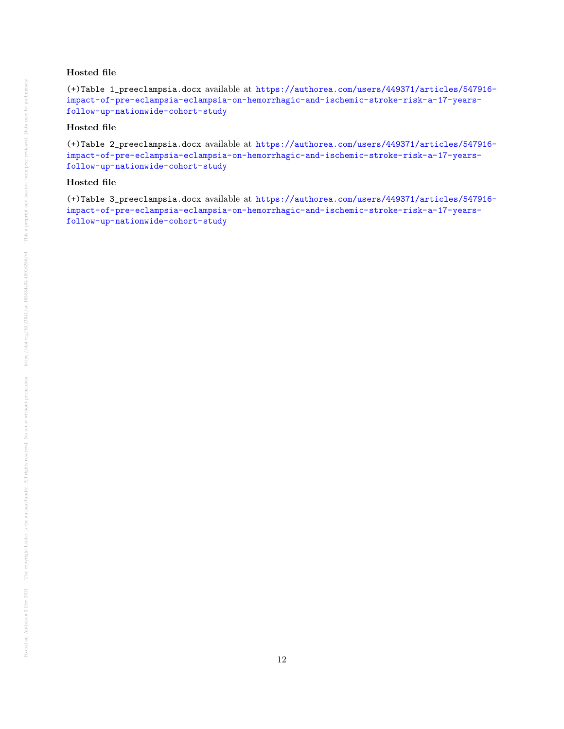### Hosted file

(+)Table 1_preeclampsia.docx available at https://authorea.com/users/449371/articles/547916-impact-of-pre-eclampsia-eclampsia-on-hemorrhagic-and-ischemic-stroke-risk-a-17-years-follow-up-nationwide-cohort-study

### Hosted file

(+)Table 2_preeclampsia.docx available at https://authorea.com/users/449371/articles/547916-impact-of-pre-eclampsia-eclampsia-on-hemorrhagic-and-ischemic-stroke-risk-a-17-years-follow-up-nationwide-cohort-study

### Hosted file

(+)Table 3_preeclampsia.docx available at https://authorea.com/users/449371/articles/547916-impact-of-pre-eclampsia-eclampsia-on-hemorrhagic-and-ischemic-stroke-risk-a-17-years-follow-up-nationwide-cohort-study